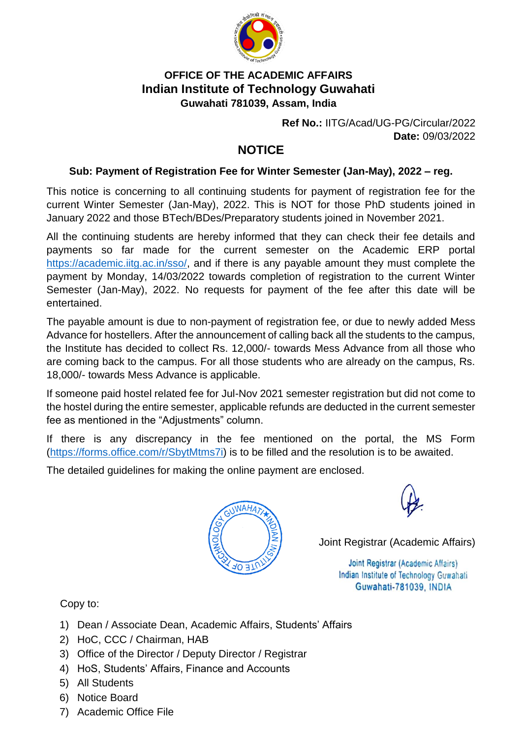**OFFICE OF THE ACADEMIC AFFAIRS**

**Indian Institute of Technology Guwahati**

**Guwahati 781039, Assam, India**

**Ref No.:** IITG/Acad/UG-PG/Circular/2022
**Date:** 09/03/2022

# NOTICE

**Sub: Payment of Registration Fee for Winter Semester (Jan-May), 2022 – reg.**

This notice is concerning to all continuing students for payment of registration fee for the current Winter Semester (Jan-May), 2022. This is NOT for those PhD students joined in January 2022 and those BTech/BDes/Preparatory students joined in November 2021.

All the continuing students are hereby informed that they can check their fee details and payments so far made for the current semester on the Academic ERP portal https://academic.iitg.ac.in/sso/, and if there is any payable amount they must complete the payment by Monday, 14/03/2022 towards completion of registration to the current Winter Semester (Jan-May), 2022. No requests for payment of the fee after this date will be entertained.

The payable amount is due to non-payment of registration fee, or due to newly added Mess Advance for hostellers. After the announcement of calling back all the students to the campus, the Institute has decided to collect Rs. 12,000/- towards Mess Advance from all those who are coming back to the campus. For all those students who are already on the campus, Rs. 18,000/- towards Mess Advance is applicable.

If someone paid hostel related fee for Jul-Nov 2021 semester registration but did not come to the hostel during the entire semester, applicable refunds are deducted in the current semester fee as mentioned in the "Adjustments" column.

If there is any discrepancy in the fee mentioned on the portal, the MS Form (https://forms.office.com/r/SbytMtms7i) is to be filled and the resolution is to be awaited.

The detailed guidelines for making the online payment are enclosed.

Joint Registrar (Academic Affairs)

Joint Registrar (Academic Affairs)
Indian Institute of Technology Guwahati
Guwahati-781039, INDIA

Copy to:

1) Dean / Associate Dean, Academic Affairs, Students' Affairs
2) HoC, CCC / Chairman, HAB
3) Office of the Director / Deputy Director / Registrar
4) HoS, Students' Affairs, Finance and Accounts
5) All Students
6) Notice Board
7) Academic Office File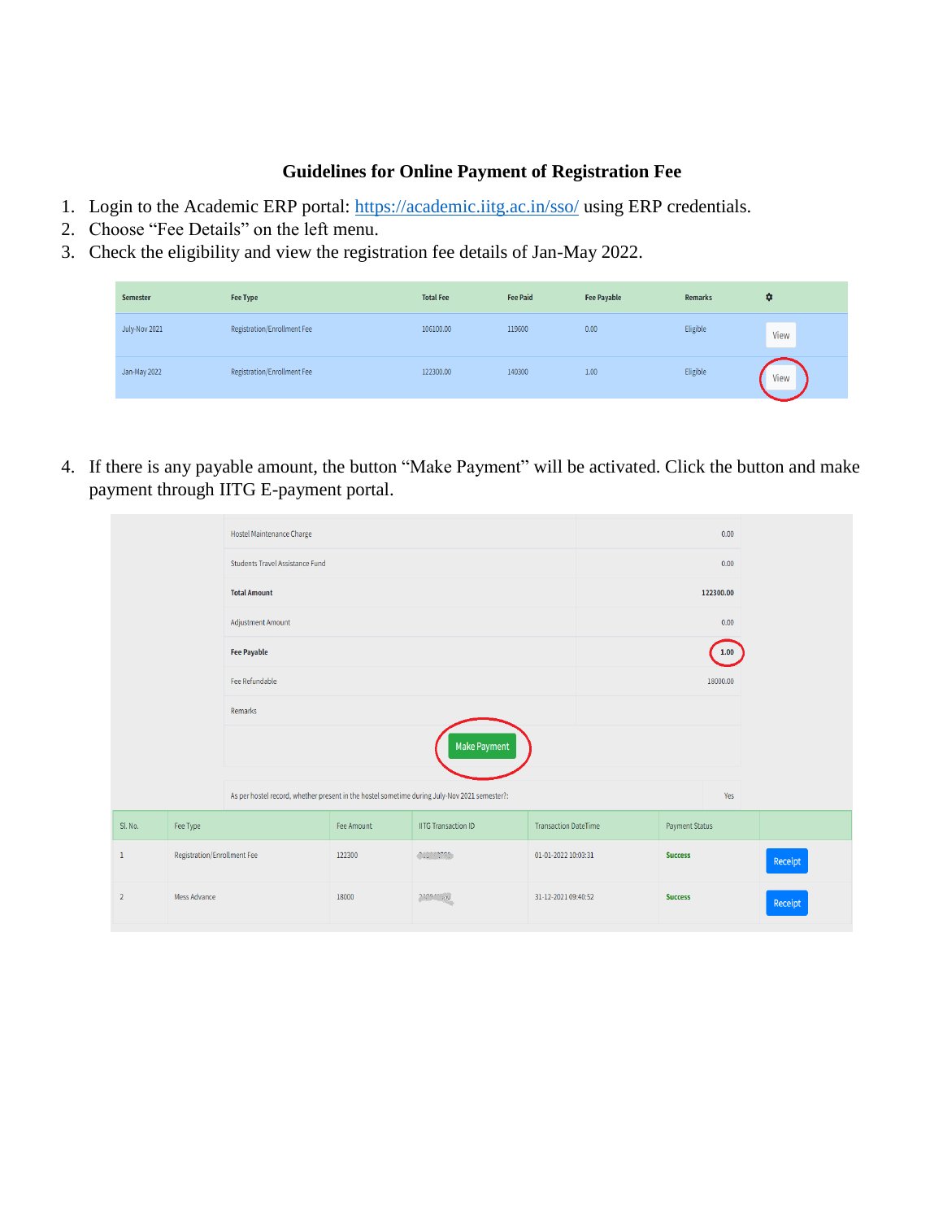## Guidelines for Online Payment of Registration Fee

1. Login to the Academic ERP portal: [https://academic.iitg.ac.in/sso/](https://academic.iitg.ac.in/sso/) using ERP credentials.
2. Choose "Fee Details" on the left menu.
3. Check the eligibility and view the registration fee details of Jan-May 2022.

| Semester | Fee Type | Total Fee | Fee Paid | Fee Payable | Remarks | ⚙ |
|---|---|---|---|---|---|---|
| July-Nov 2021 | Registration/Enrollment Fee | 106100.00 | 119600 | 0.00 | Eligible | View |
| Jan-May 2022 | Registration/Enrollment Fee | 122300.00 | 140300 | 1.00 | Eligible | View |

4. If there is any payable amount, the button "Make Payment" will be activated. Click the button and make payment through IITG E-payment portal.

| | |
|---|---|
| Hostel Maintenance Charge | 0.00 |
| Students Travel Assistance Fund | 0.00 |
| **Total Amount** | **122300.00** |
| Adjustment Amount | 0.00 |
| **Fee Payable** | **1.00** |
| Fee Refundable | 18000.00 |
| Remarks | |

Make Payment

As per hostel record, whether present in the hostel sometime during July-Nov 2021 semester?: Yes

| Sl. No. | Fee Type | Fee Amount | IITG Transaction ID | Transaction DateTime | Payment Status | |
|---|---|---|---|---|---|---|
| 1 | Registration/Enrollment Fee | 122300 | | 01-01-2022 10:03:31 | Success | Receipt |
| 2 | Mess Advance | 18000 | | 31-12-2021 09:40:52 | Success | Receipt |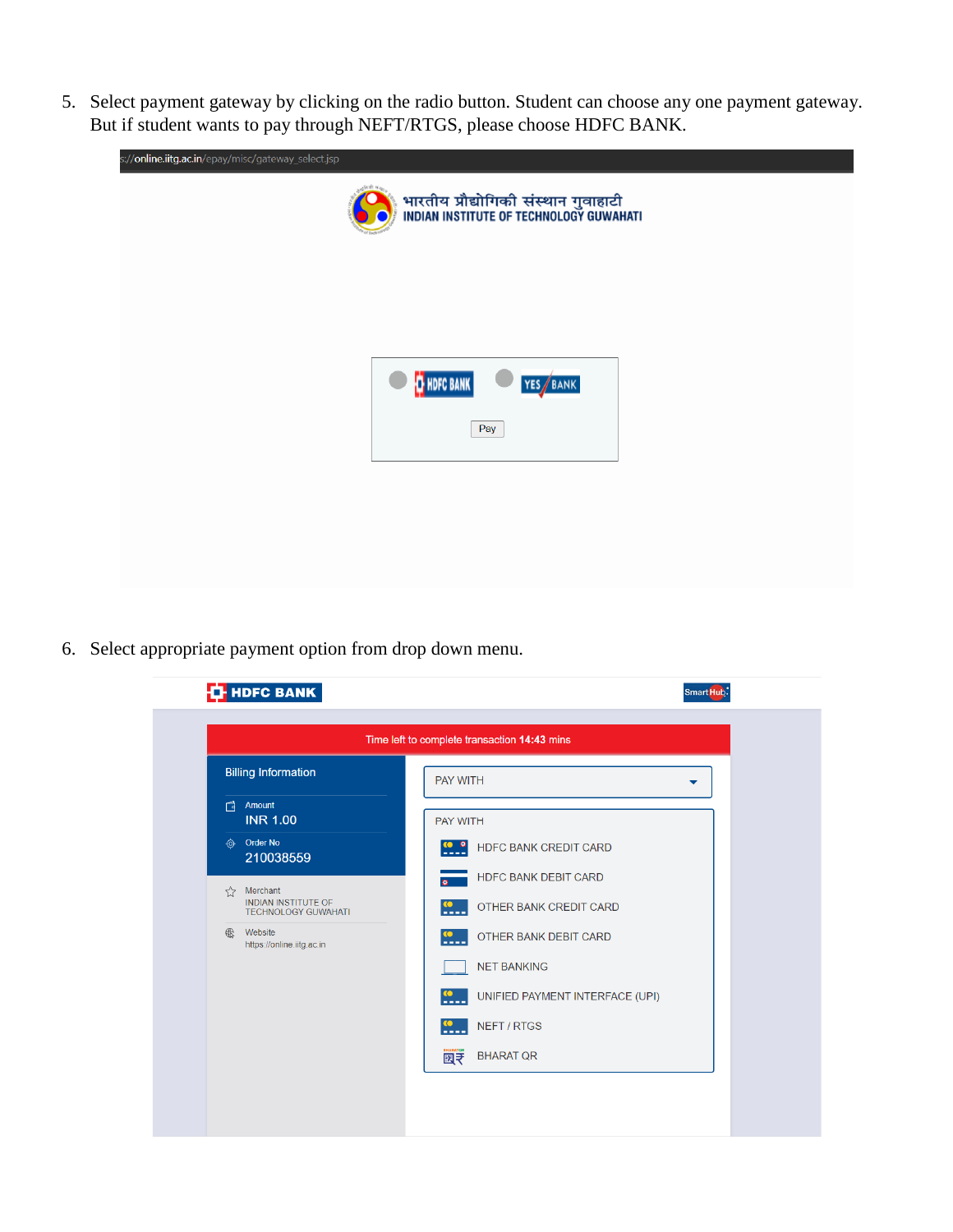5. Select payment gateway by clicking on the radio button. Student can choose any one payment gateway. But if student wants to pay through NEFT/RTGS, please choose HDFC BANK.

6. Select appropriate payment option from drop down menu.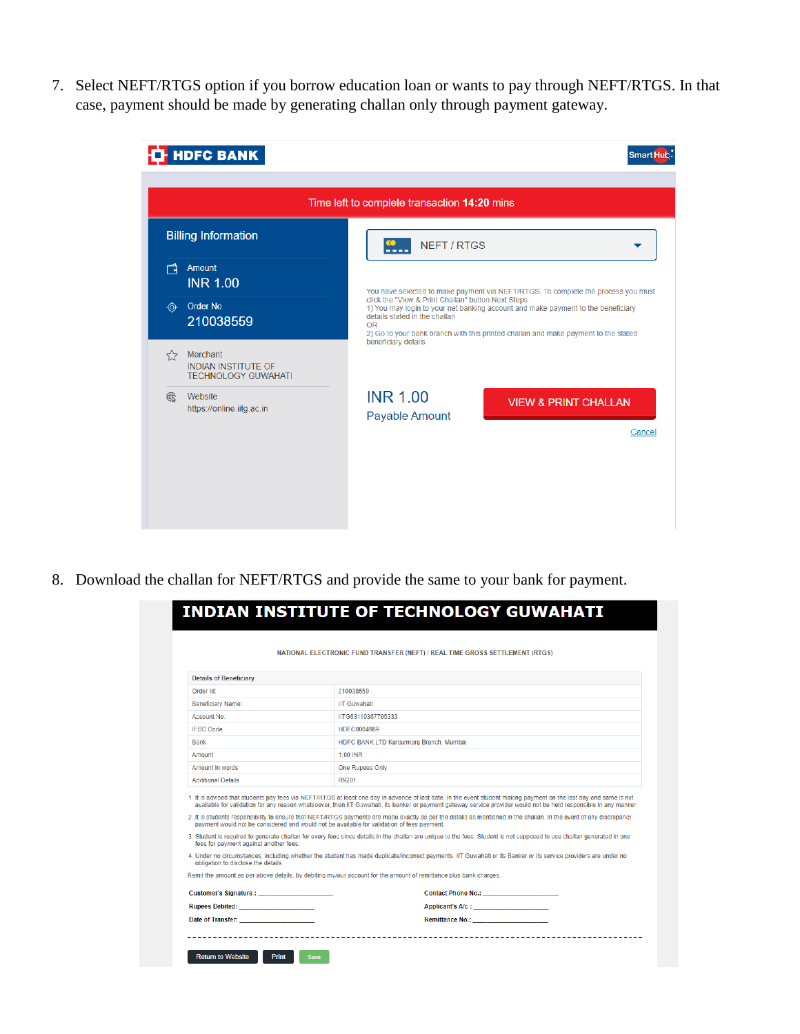7. Select NEFT/RTGS option if you borrow education loan or wants to pay through NEFT/RTGS. In that case, payment should be made by generating challan only through payment gateway.

HDFC BANK

SmartHub

Time left to complete transaction **14:20** mins

Billing Information

Amount
INR 1.00

Order No
210038559

Merchant
INDIAN INSTITUTE OF TECHNOLOGY GUWAHATI

Website
https://online.iitg.ac.in

NEFT / RTGS

You have selected to make payment via NEFT/RTGS. To complete the process you must click the "View & Print Challan" button Next Steps
1) You may login to your net banking account and make payment to the beneficiary details stated in the challan
OR
2) Go to your bank branch with this printed challan and make payment to the stated beneficiary details

INR 1.00
Payable Amount

VIEW & PRINT CHALLAN

Cancel

8. Download the challan for NEFT/RTGS and provide the same to your bank for payment.

**INDIAN INSTITUTE OF TECHNOLOGY GUWAHATI**

NATIONAL ELECTRONIC FUND TRANSFER (NEFT) / REAL TIME GROSS SETTLEMENT (RTGS)

| Details of Beneficiary | |
|---|---|
| Order Id: | 210038559 |
| Beneficiary Name: | IIT Guwahati |
| Account No. | IITG63110367705333 |
| IFSC Code | HDFC0004989 |
| Bank | HDFC BANK LTD Kanjurmarg Branch, Mumbai |
| Amount | 1.00 INR |
| Amount In words | One Rupees Only |
| Additional Details | R9201 |

1. It is advised that students pay fees via NEFT/RTGS at least one day in advance of last date. In the event student making payment on the last day and same is not available for validation for any reason whatsoever, then IIT Guwahati, its banker or payment gateway service provider would not be held responsible in any manner.
2. It is students responsibility to ensure that NEFT/RTGS payments are made exactly as per the details as mentioned in the challan. In the event of any discrepancy payment would not be considered and would not be available for validation of fees payment.
3. Student is required to generate challan for every fees since details in the challan are unique to the fees. Student is not supposed to use challan generated in one fees for payment against another fees.
4. Under no circumstances, including whether the student has made duplicate/incorrect payments. IIT Guwahati or its Banker or its service providers are under no obligation to disclose the details

Remit the amount as per above details, by debiting my/our account for the amount of remittance plus bank charges.

**Customer's Signature :** ____________________ **Contact Phone No.:** ____________________

**Rupees Debited:** ____________________ **Applicant's A/c :** ____________________

**Date of Transfer:** ____________________ **Remittance No.:** ____________________

Return to Website | Print | Save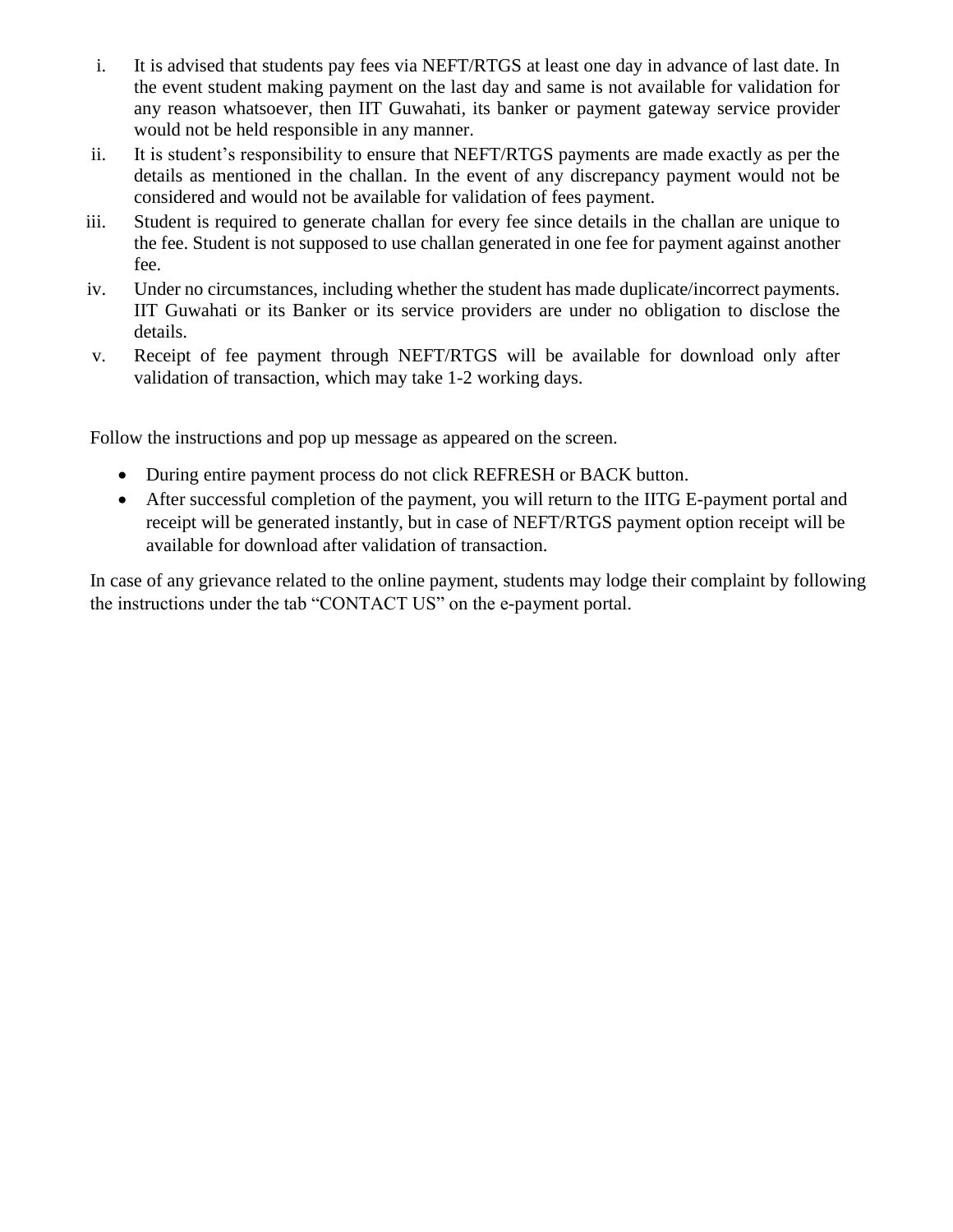i. It is advised that students pay fees via NEFT/RTGS at least one day in advance of last date. In the event student making payment on the last day and same is not available for validation for any reason whatsoever, then IIT Guwahati, its banker or payment gateway service provider would not be held responsible in any manner.
ii. It is student's responsibility to ensure that NEFT/RTGS payments are made exactly as per the details as mentioned in the challan. In the event of any discrepancy payment would not be considered and would not be available for validation of fees payment.
iii. Student is required to generate challan for every fee since details in the challan are unique to the fee. Student is not supposed to use challan generated in one fee for payment against another fee.
iv. Under no circumstances, including whether the student has made duplicate/incorrect payments. IIT Guwahati or its Banker or its service providers are under no obligation to disclose the details.
v. Receipt of fee payment through NEFT/RTGS will be available for download only after validation of transaction, which may take 1-2 working days.

Follow the instructions and pop up message as appeared on the screen.

- During entire payment process do not click REFRESH or BACK button.
- After successful completion of the payment, you will return to the IITG E-payment portal and receipt will be generated instantly, but in case of NEFT/RTGS payment option receipt will be available for download after validation of transaction.

In case of any grievance related to the online payment, students may lodge their complaint by following the instructions under the tab "CONTACT US" on the e-payment portal.